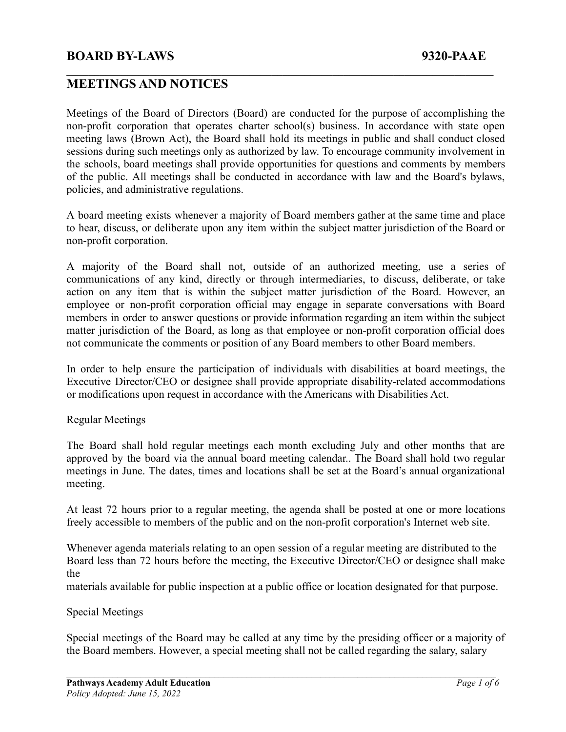# BOARD BY-LAWS 9320-PAAE

## MEETINGS AND NOTICES

Meetings of the Board of Directors (Board) are conducted for the purpose of accomplishing the non-profit corporation that operates charter school(s) business. In accordance with state open meeting laws (Brown Act), the Board shall hold its meetings in public and shall conduct closed sessions during such meetings only as authorized by law. To encourage community involvement in the schools, board meetings shall provide opportunities for questions and comments by members of the public. All meetings shall be conducted in accordance with law and the Board's bylaws, policies, and administrative regulations.

A board meeting exists whenever a majority of Board members gather at the same time and place to hear, discuss, or deliberate upon any item within the subject matter jurisdiction of the Board or non-profit corporation.

A majority of the Board shall not, outside of an authorized meeting, use a series of communications of any kind, directly or through intermediaries, to discuss, deliberate, or take action on any item that is within the subject matter jurisdiction of the Board. However, an employee or non-profit corporation official may engage in separate conversations with Board members in order to answer questions or provide information regarding an item within the subject matter jurisdiction of the Board, as long as that employee or non-profit corporation official does not communicate the comments or position of any Board members to other Board members.

In order to help ensure the participation of individuals with disabilities at board meetings, the Executive Director/CEO or designee shall provide appropriate disability-related accommodations or modifications upon request in accordance with the Americans with Disabilities Act.

Regular Meetings

The Board shall hold regular meetings each month excluding July and other months that are approved by the board via the annual board meeting calendar.. The Board shall hold two regular meetings in June. The dates, times and locations shall be set at the Board's annual organizational meeting.

At least 72 hours prior to a regular meeting, the agenda shall be posted at one or more locations freely accessible to members of the public and on the non-profit corporation's Internet web site.

Whenever agenda materials relating to an open session of a regular meeting are distributed to the Board less than 72 hours before the meeting, the Executive Director/CEO or designee shall make the materials available for public inspection at a public office or location designated for that purpose.

Special Meetings

Special meetings of the Board may be called at any time by the presiding officer or a majority of the Board members. However, a special meeting shall not be called regarding the salary, salary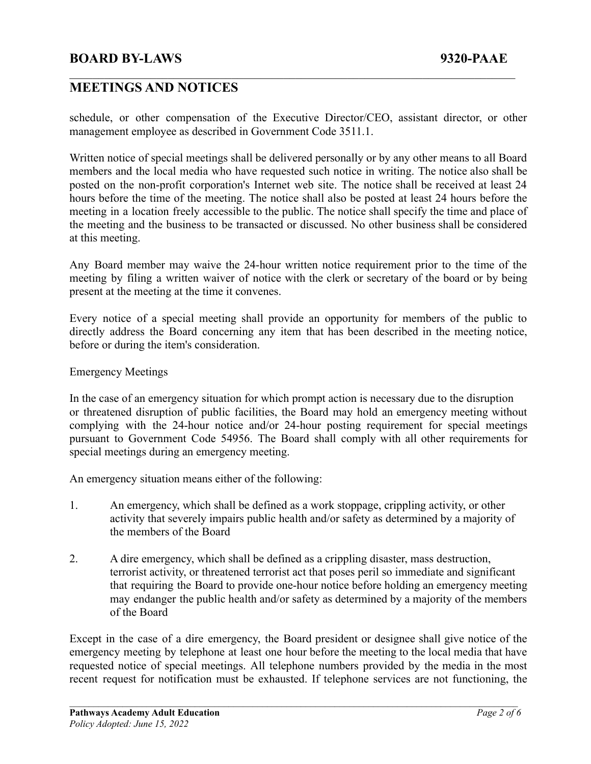schedule, or other compensation of the Executive Director/CEO, assistant director, or other management employee as described in Government Code 3511.1.

Written notice of special meetings shall be delivered personally or by any other means to all Board members and the local media who have requested such notice in writing. The notice also shall be posted on the non-profit corporation's Internet web site. The notice shall be received at least 24 hours before the time of the meeting. The notice shall also be posted at least 24 hours before the meeting in a location freely accessible to the public. The notice shall specify the time and place of the meeting and the business to be transacted or discussed. No other business shall be considered at this meeting.

Any Board member may waive the 24-hour written notice requirement prior to the time of the meeting by filing a written waiver of notice with the clerk or secretary of the board or by being present at the meeting at the time it convenes.

Every notice of a special meeting shall provide an opportunity for members of the public to directly address the Board concerning any item that has been described in the meeting notice, before or during the item's consideration.

Emergency Meetings

In the case of an emergency situation for which prompt action is necessary due to the disruption or threatened disruption of public facilities, the Board may hold an emergency meeting without complying with the 24-hour notice and/or 24-hour posting requirement for special meetings pursuant to Government Code 54956. The Board shall comply with all other requirements for special meetings during an emergency meeting.

An emergency situation means either of the following:

1. An emergency, which shall be defined as a work stoppage, crippling activity, or other activity that severely impairs public health and/or safety as determined by a majority of the members of the Board

2. A dire emergency, which shall be defined as a crippling disaster, mass destruction, terrorist activity, or threatened terrorist act that poses peril so immediate and significant that requiring the Board to provide one-hour notice before holding an emergency meeting may endanger the public health and/or safety as determined by a majority of the members of the Board

Except in the case of a dire emergency, the Board president or designee shall give notice of the emergency meeting by telephone at least one hour before the meeting to the local media that have requested notice of special meetings. All telephone numbers provided by the media in the most recent request for notification must be exhausted. If telephone services are not functioning, the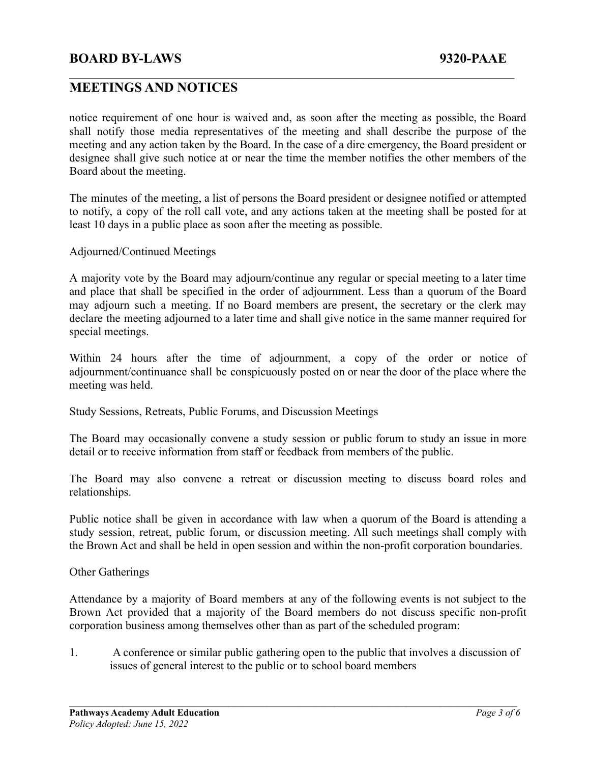notice requirement of one hour is waived and, as soon after the meeting as possible, the Board shall notify those media representatives of the meeting and shall describe the purpose of the meeting and any action taken by the Board. In the case of a dire emergency, the Board president or designee shall give such notice at or near the time the member notifies the other members of the Board about the meeting.

The minutes of the meeting, a list of persons the Board president or designee notified or attempted to notify, a copy of the roll call vote, and any actions taken at the meeting shall be posted for at least 10 days in a public place as soon after the meeting as possible.

Adjourned/Continued Meetings

A majority vote by the Board may adjourn/continue any regular or special meeting to a later time and place that shall be specified in the order of adjournment. Less than a quorum of the Board may adjourn such a meeting. If no Board members are present, the secretary or the clerk may declare the meeting adjourned to a later time and shall give notice in the same manner required for special meetings.

Within 24 hours after the time of adjournment, a copy of the order or notice of adjournment/continuance shall be conspicuously posted on or near the door of the place where the meeting was held.

Study Sessions, Retreats, Public Forums, and Discussion Meetings

The Board may occasionally convene a study session or public forum to study an issue in more detail or to receive information from staff or feedback from members of the public.

The Board may also convene a retreat or discussion meeting to discuss board roles and relationships.

Public notice shall be given in accordance with law when a quorum of the Board is attending a study session, retreat, public forum, or discussion meeting. All such meetings shall comply with the Brown Act and shall be held in open session and within the non-profit corporation boundaries.

Other Gatherings

Attendance by a majority of Board members at any of the following events is not subject to the Brown Act provided that a majority of the Board members do not discuss specific non-profit corporation business among themselves other than as part of the scheduled program:

1. A conference or similar public gathering open to the public that involves a discussion of issues of general interest to the public or to school board members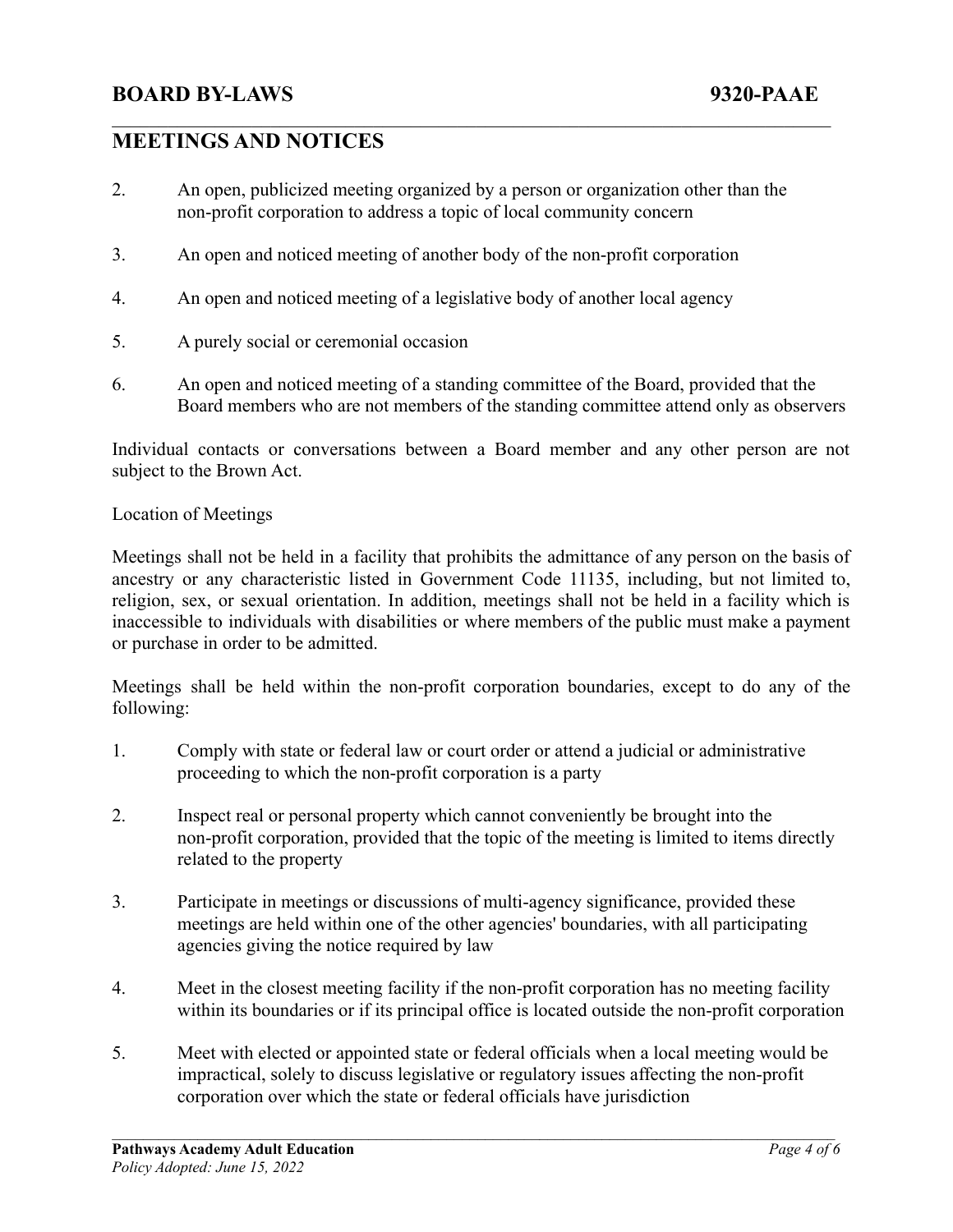2. An open, publicized meeting organized by a person or organization other than the non-profit corporation to address a topic of local community concern

3. An open and noticed meeting of another body of the non-profit corporation

4. An open and noticed meeting of a legislative body of another local agency

5. A purely social or ceremonial occasion

6. An open and noticed meeting of a standing committee of the Board, provided that the Board members who are not members of the standing committee attend only as observers

Individual contacts or conversations between a Board member and any other person are not subject to the Brown Act.

Location of Meetings

Meetings shall not be held in a facility that prohibits the admittance of any person on the basis of ancestry or any characteristic listed in Government Code 11135, including, but not limited to, religion, sex, or sexual orientation. In addition, meetings shall not be held in a facility which is inaccessible to individuals with disabilities or where members of the public must make a payment or purchase in order to be admitted.

Meetings shall be held within the non-profit corporation boundaries, except to do any of the following:

1. Comply with state or federal law or court order or attend a judicial or administrative proceeding to which the non-profit corporation is a party

2. Inspect real or personal property which cannot conveniently be brought into the non-profit corporation, provided that the topic of the meeting is limited to items directly related to the property

3. Participate in meetings or discussions of multi-agency significance, provided these meetings are held within one of the other agencies' boundaries, with all participating agencies giving the notice required by law

4. Meet in the closest meeting facility if the non-profit corporation has no meeting facility within its boundaries or if its principal office is located outside the non-profit corporation

5. Meet with elected or appointed state or federal officials when a local meeting would be impractical, solely to discuss legislative or regulatory issues affecting the non-profit corporation over which the state or federal officials have jurisdiction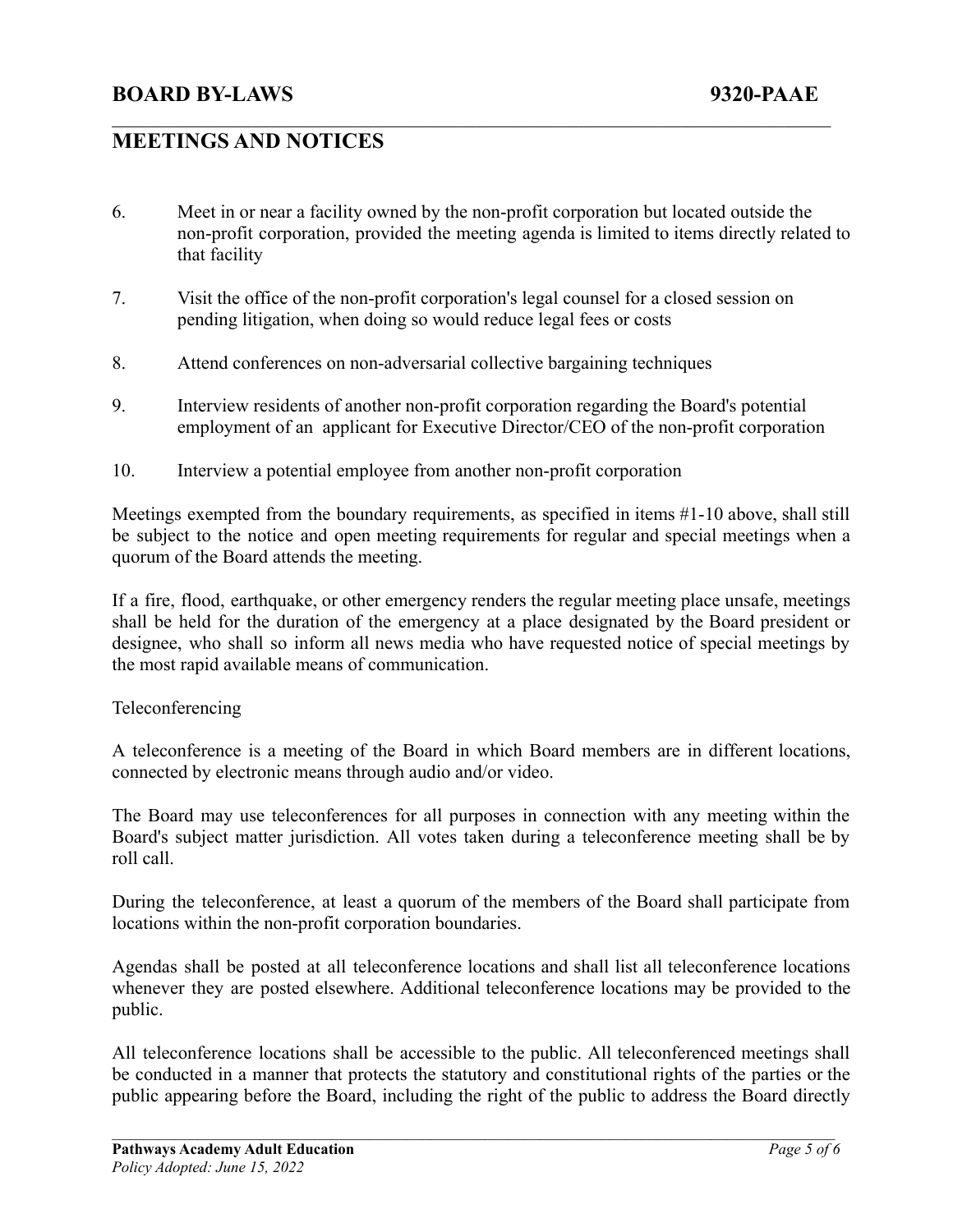6. Meet in or near a facility owned by the non-profit corporation but located outside the non-profit corporation, provided the meeting agenda is limited to items directly related to that facility

7. Visit the office of the non-profit corporation's legal counsel for a closed session on pending litigation, when doing so would reduce legal fees or costs

8. Attend conferences on non-adversarial collective bargaining techniques

9. Interview residents of another non-profit corporation regarding the Board's potential employment of an applicant for Executive Director/CEO of the non-profit corporation

10. Interview a potential employee from another non-profit corporation

Meetings exempted from the boundary requirements, as specified in items #1-10 above, shall still be subject to the notice and open meeting requirements for regular and special meetings when a quorum of the Board attends the meeting.

If a fire, flood, earthquake, or other emergency renders the regular meeting place unsafe, meetings shall be held for the duration of the emergency at a place designated by the Board president or designee, who shall so inform all news media who have requested notice of special meetings by the most rapid available means of communication.

Teleconferencing

A teleconference is a meeting of the Board in which Board members are in different locations, connected by electronic means through audio and/or video.

The Board may use teleconferences for all purposes in connection with any meeting within the Board's subject matter jurisdiction. All votes taken during a teleconference meeting shall be by roll call.

During the teleconference, at least a quorum of the members of the Board shall participate from locations within the non-profit corporation boundaries.

Agendas shall be posted at all teleconference locations and shall list all teleconference locations whenever they are posted elsewhere. Additional teleconference locations may be provided to the public.

All teleconference locations shall be accessible to the public. All teleconferenced meetings shall be conducted in a manner that protects the statutory and constitutional rights of the parties or the public appearing before the Board, including the right of the public to address the Board directly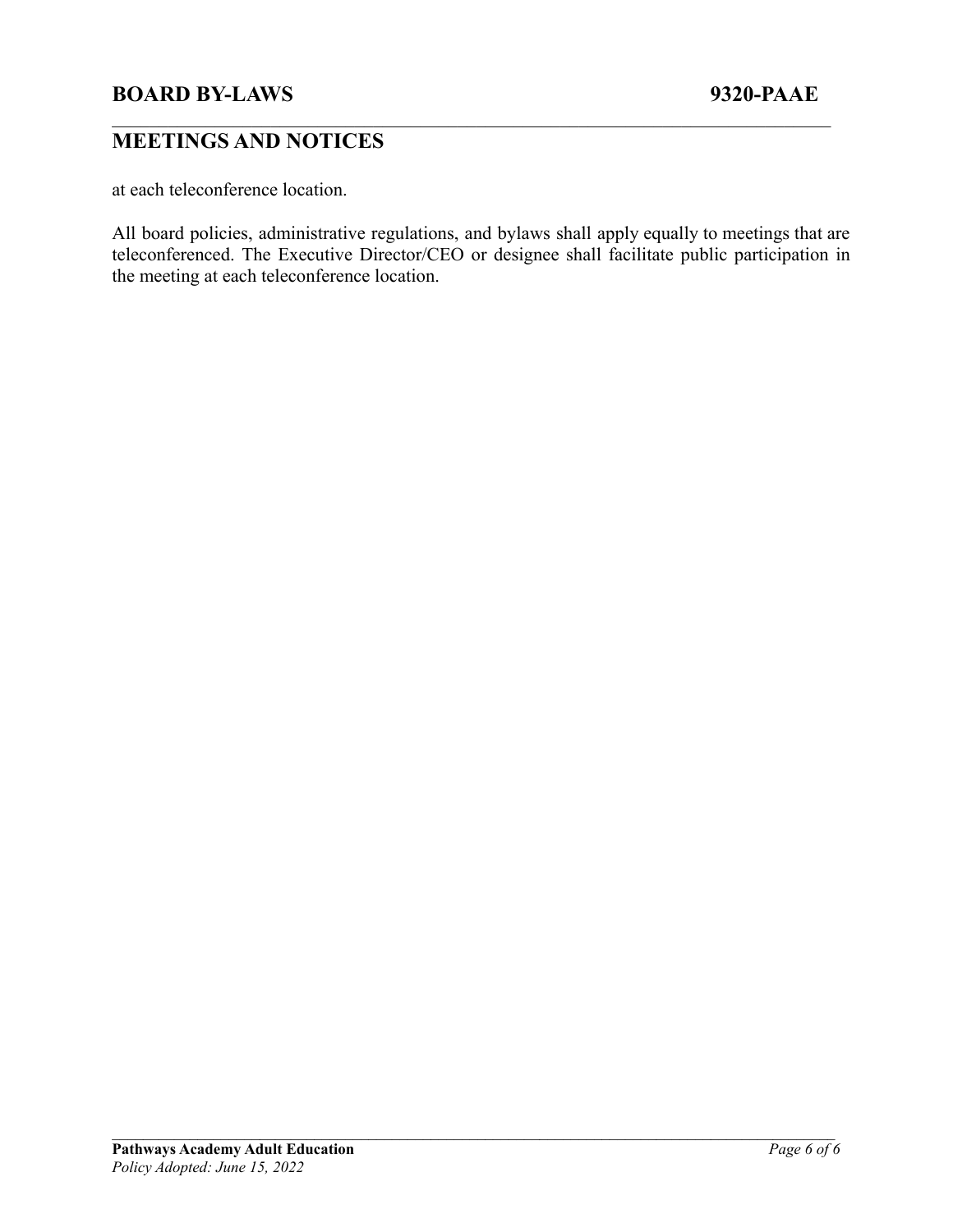at each teleconference location.

All board policies, administrative regulations, and bylaws shall apply equally to meetings that are teleconferenced. The Executive Director/CEO or designee shall facilitate public participation in the meeting at each teleconference location.